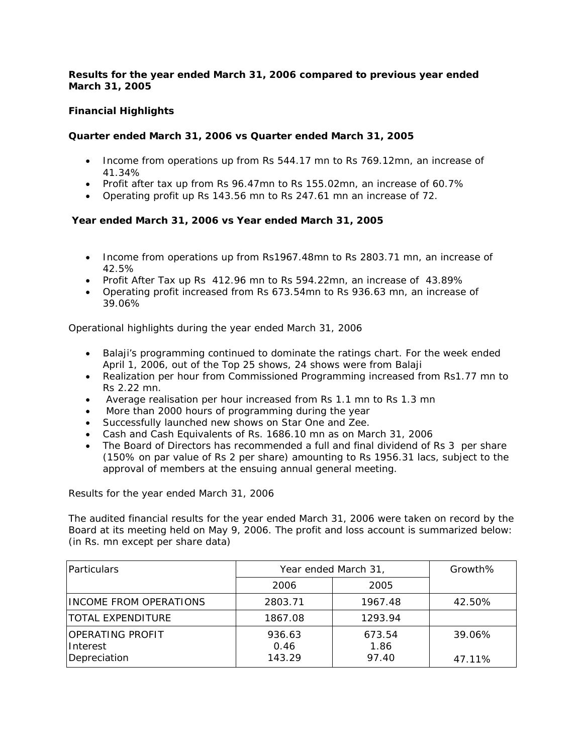**Results for the year ended March 31, 2006 compared to previous year ended March 31, 2005**

**Financial Highlights**

**Quarter ended March 31, 2006 vs Quarter ended March 31, 2005**

- Income from operations up from Rs 544.17 mn to Rs 769.12mn, an increase of 41.34%
- Profit after tax up from Rs 96.47mn to Rs 155.02mn, an increase of 60.7%
- Operating profit up Rs 143.56 mn to Rs 247.61 mn an increase of 72.

**Year ended March 31, 2006 vs Year ended March 31, 2005**

- Income from operations up from Rs1967.48mn to Rs 2803.71 mn, an increase of 42.5%
- Profit After Tax up Rs 412.96 mn to Rs 594.22mn, an increase of 43.89%
- Operating profit increased from Rs 673.54mn to Rs 936.63 mn, an increase of 39.06%

Operational highlights during the year ended March 31, 2006

- Balaji's programming continued to dominate the ratings chart. For the week ended April 1, 2006, out of the Top 25 shows, 24 shows were from Balaji
- Realization per hour from Commissioned Programming increased from Rs1.77 mn to Rs 2.22 mn.
- Average realisation per hour increased from Rs 1.1 mn to Rs 1.3 mn
- More than 2000 hours of programming during the year
- Successfully launched new shows on Star One and Zee.
- Cash and Cash Equivalents of Rs. 1686.10 mn as on March 31, 2006
- The Board of Directors has recommended a full and final dividend of Rs 3 per share (150% on par value of Rs 2 per share) amounting to Rs 1956.31 lacs, subject to the approval of members at the ensuing annual general meeting.

Results for the year ended March 31, 2006

The audited financial results for the year ended March 31, 2006 were taken on record by the Board at its meeting held on May 9, 2006. The profit and loss account is summarized below: (in Rs. mn except per share data)

| Particulars | Year ended March 31, | | Growth% |
|---|---|---|---|
| | 2006 | 2005 | |
| INCOME FROM OPERATIONS | 2803.71 | 1967.48 | 42.50% |
| TOTAL EXPENDITURE | 1867.08 | 1293.94 | |
| OPERATING PROFIT | 936.63 | 673.54 | 39.06% |
| Interest | 0.46 | 1.86 | |
| Depreciation | 143.29 | 97.40 | 47.11% |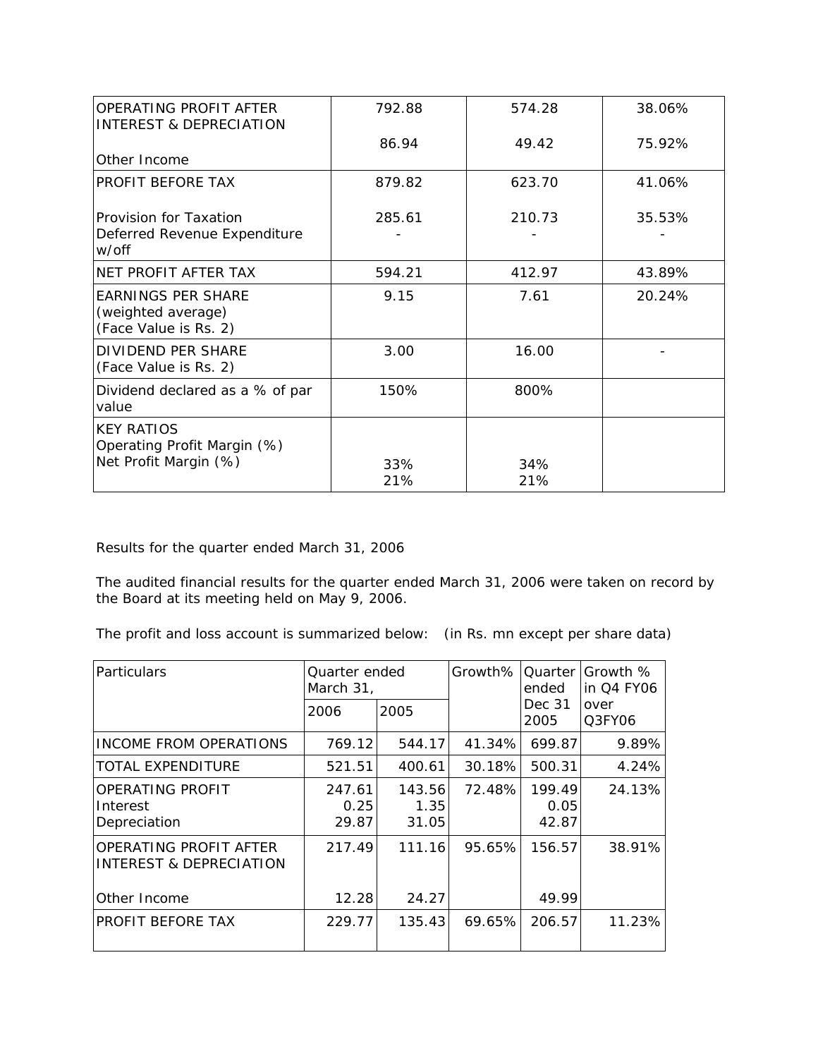| OPERATING PROFIT AFTER INTEREST & DEPRECIATION<br><br>Other Income | 792.88<br><br>86.94 | 574.28<br><br>49.42 | 38.06%<br><br>75.92% |
|---|---|---|---|
| PROFIT BEFORE TAX<br><br>Provision for Taxation<br>Deferred Revenue Expenditure w/off | 879.82<br><br>285.61<br>- | 623.70<br><br>210.73<br>- | 41.06%<br><br>35.53%<br>- |
| NET PROFIT AFTER TAX | 594.21 | 412.97 | 43.89% |
| EARNINGS PER SHARE (weighted average) (Face Value is Rs. 2) | 9.15 | 7.61 | 20.24% |
| DIVIDEND PER SHARE (Face Value is Rs. 2) | 3.00 | 16.00 | - |
| Dividend declared as a % of par value | 150% | 800% | |
| KEY RATIOS<br>Operating Profit Margin (%)<br>Net Profit Margin (%) | <br>33%<br>21% | <br>34%<br>21% | |

Results for the quarter ended March 31, 2006

The audited financial results for the quarter ended March 31, 2006 were taken on record by the Board at its meeting held on May 9, 2006.

The profit and loss account is summarized below: (in Rs. mn except per share data)

| Particulars | Quarter ended March 31, | | Growth% | Quarter ended Dec 31 2005 | Growth % in Q4 FY06 over Q3FY06 |
|---|---|---|---|---|---|
| | 2006 | 2005 | | | |
| INCOME FROM OPERATIONS | 769.12 | 544.17 | 41.34% | 699.87 | 9.89% |
| TOTAL EXPENDITURE | 521.51 | 400.61 | 30.18% | 500.31 | 4.24% |
| OPERATING PROFIT<br>Interest<br>Depreciation | 247.61<br>0.25<br>29.87 | 143.56<br>1.35<br>31.05 | 72.48% | 199.49<br>0.05<br>42.87 | 24.13% |
| OPERATING PROFIT AFTER INTEREST & DEPRECIATION<br><br>Other Income | 217.49<br><br>12.28 | 111.16<br><br>24.27 | 95.65% | 156.57<br><br>49.99 | 38.91% |
| PROFIT BEFORE TAX | 229.77 | 135.43 | 69.65% | 206.57 | 11.23% |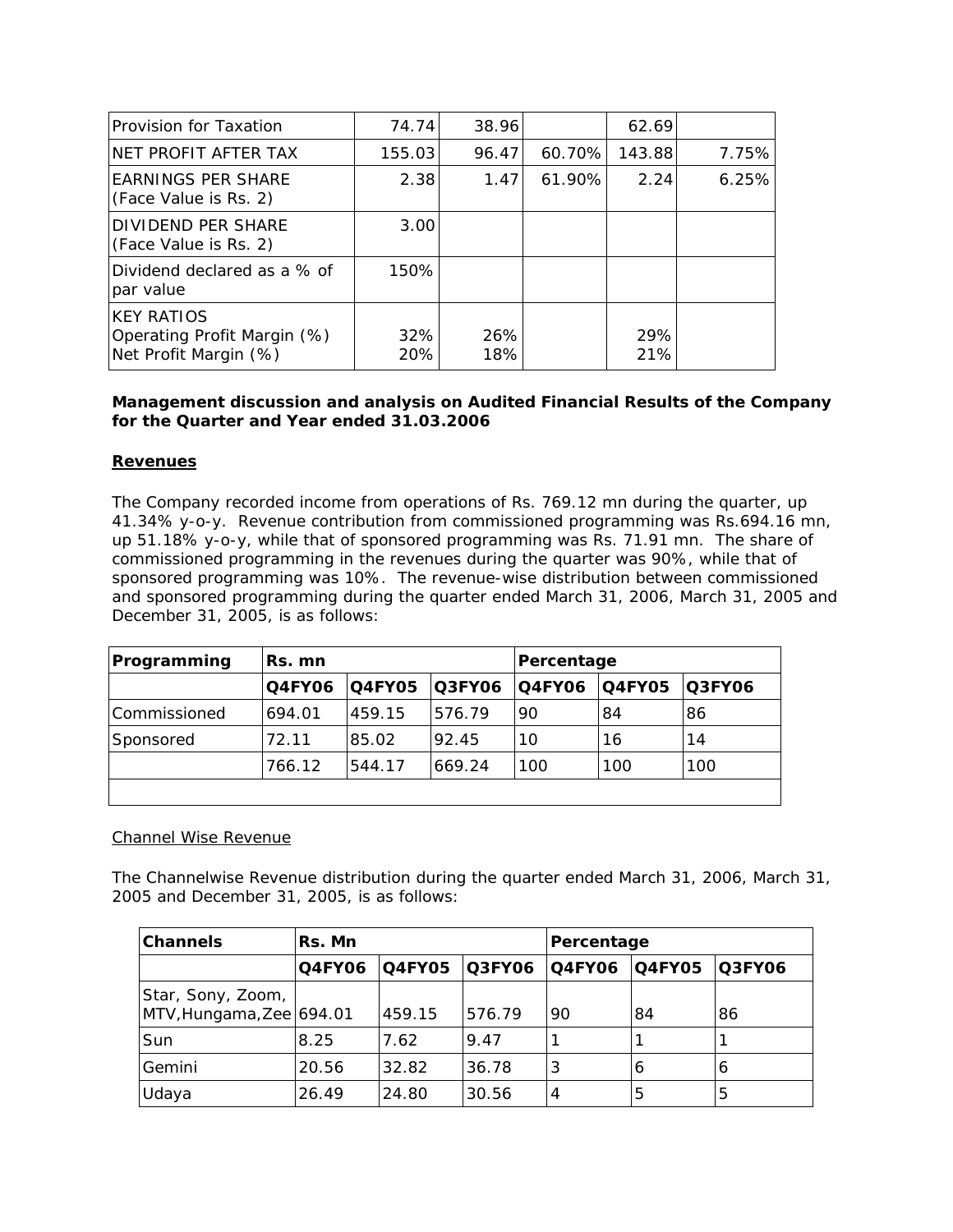| Provision for Taxation | 74.74 | 38.96 | | 62.69 | |
|---|---|---|---|---|---|
| NET PROFIT AFTER TAX | 155.03 | 96.47 | 60.70% | 143.88 | 7.75% |
| EARNINGS PER SHARE (Face Value is Rs. 2) | 2.38 | 1.47 | 61.90% | 2.24 | 6.25% |
| DIVIDEND PER SHARE (Face Value is Rs. 2) | 3.00 | | | | |
| Dividend declared as a % of par value | 150% | | | | |
| KEY RATIOS<br>Operating Profit Margin (%)<br>Net Profit Margin (%) | <br>32%<br>20% | <br>26%<br>18% | | <br>29%<br>21% | |

**Management discussion and analysis on Audited Financial Results of the Company for the Quarter and Year ended 31.03.2006**

**Revenues**

The Company recorded income from operations of Rs. 769.12 mn during the quarter, up 41.34% y-o-y. Revenue contribution from commissioned programming was Rs.694.16 mn, up 51.18% y-o-y, while that of sponsored programming was Rs. 71.91 mn. The share of commissioned programming in the revenues during the quarter was 90%, while that of sponsored programming was 10%. The revenue-wise distribution between commissioned and sponsored programming during the quarter ended March 31, 2006, March 31, 2005 and December 31, 2005, is as follows:

| Programming | Rs. mn | | | Percentage | | |
|---|---|---|---|---|---|---|
| | Q4FY06 | Q4FY05 | Q3FY06 | Q4FY06 | Q4FY05 | Q3FY06 |
| Commissioned | 694.01 | 459.15 | 576.79 | 90 | 84 | 86 |
| Sponsored | 72.11 | 85.02 | 92.45 | 10 | 16 | 14 |
| | 766.12 | 544.17 | 669.24 | 100 | 100 | 100 |
| | | | | | | |

Channel Wise Revenue

The Channelwise Revenue distribution during the quarter ended March 31, 2006, March 31, 2005 and December 31, 2005, is as follows:

| Channels | Rs. Mn | | | Percentage | | |
|---|---|---|---|---|---|---|
| | Q4FY06 | Q4FY05 | Q3FY06 | Q4FY06 | Q4FY05 | Q3FY06 |
| Star, Sony, Zoom, MTV,Hungama,Zee | 694.01 | 459.15 | 576.79 | 90 | 84 | 86 |
| Sun | 8.25 | 7.62 | 9.47 | 1 | 1 | 1 |
| Gemini | 20.56 | 32.82 | 36.78 | 3 | 6 | 6 |
| Udaya | 26.49 | 24.80 | 30.56 | 4 | 5 | 5 |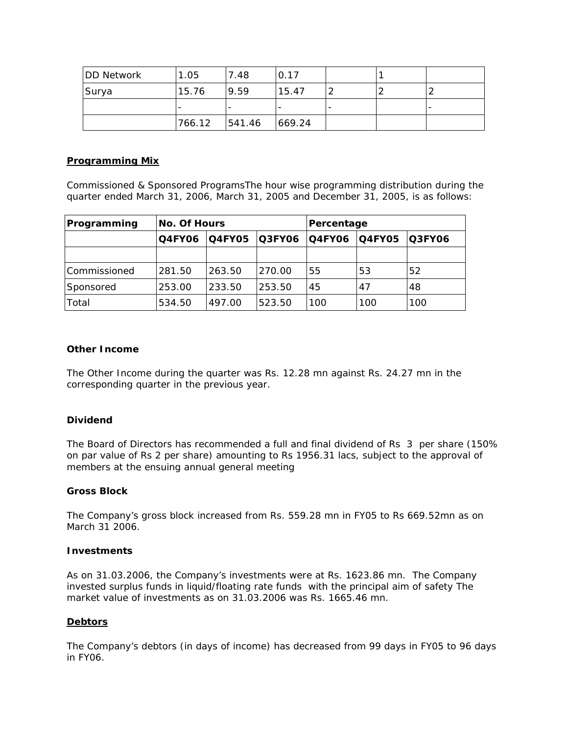| | | | | | | |
|---|---|---|---|---|---|---|
| DD Network | 1.05 | 7.48 | 0.17 | | 1 | |
| Surya | 15.76 | 9.59 | 15.47 | 2 | 2 | 2 |
| | - | - | - | - | | - |
| | 766.12 | 541.46 | 669.24 | | | |

## Programming Mix

Commissioned & Sponsored ProgramsThe hour wise programming distribution during the quarter ended March 31, 2006, March 31, 2005 and December 31, 2005, is as follows:

| **Programming** | **No. Of Hours** | | | **Percentage** | | |
|---|---|---|---|---|---|---|
| | **Q4FY06** | **Q4FY05** | **Q3FY06** | **Q4FY06** | **Q4FY05** | **Q3FY06** |
| | | | | | | |
| Commissioned | 281.50 | 263.50 | 270.00 | 55 | 53 | 52 |
| Sponsored | 253.00 | 233.50 | 253.50 | 45 | 47 | 48 |
| Total | 534.50 | 497.00 | 523.50 | 100 | 100 | 100 |

**Other Income**

The Other Income during the quarter was Rs. 12.28 mn against Rs. 24.27 mn in the corresponding quarter in the previous year.

**Dividend**

The Board of Directors has recommended a full and final dividend of Rs 3 per share (150% on par value of Rs 2 per share) amounting to Rs 1956.31 lacs, subject to the approval of members at the ensuing annual general meeting

**Gross Block**

The Company's gross block increased from Rs. 559.28 mn in FY05 to Rs 669.52mn as on March 31 2006.

**Investments**

As on 31.03.2006, the Company's investments were at Rs. 1623.86 mn. The Company invested surplus funds in liquid/floating rate funds with the principal aim of safety The market value of investments as on 31.03.2006 was Rs. 1665.46 mn.

## Debtors

The Company's debtors (in days of income) has decreased from 99 days in FY05 to 96 days in FY06.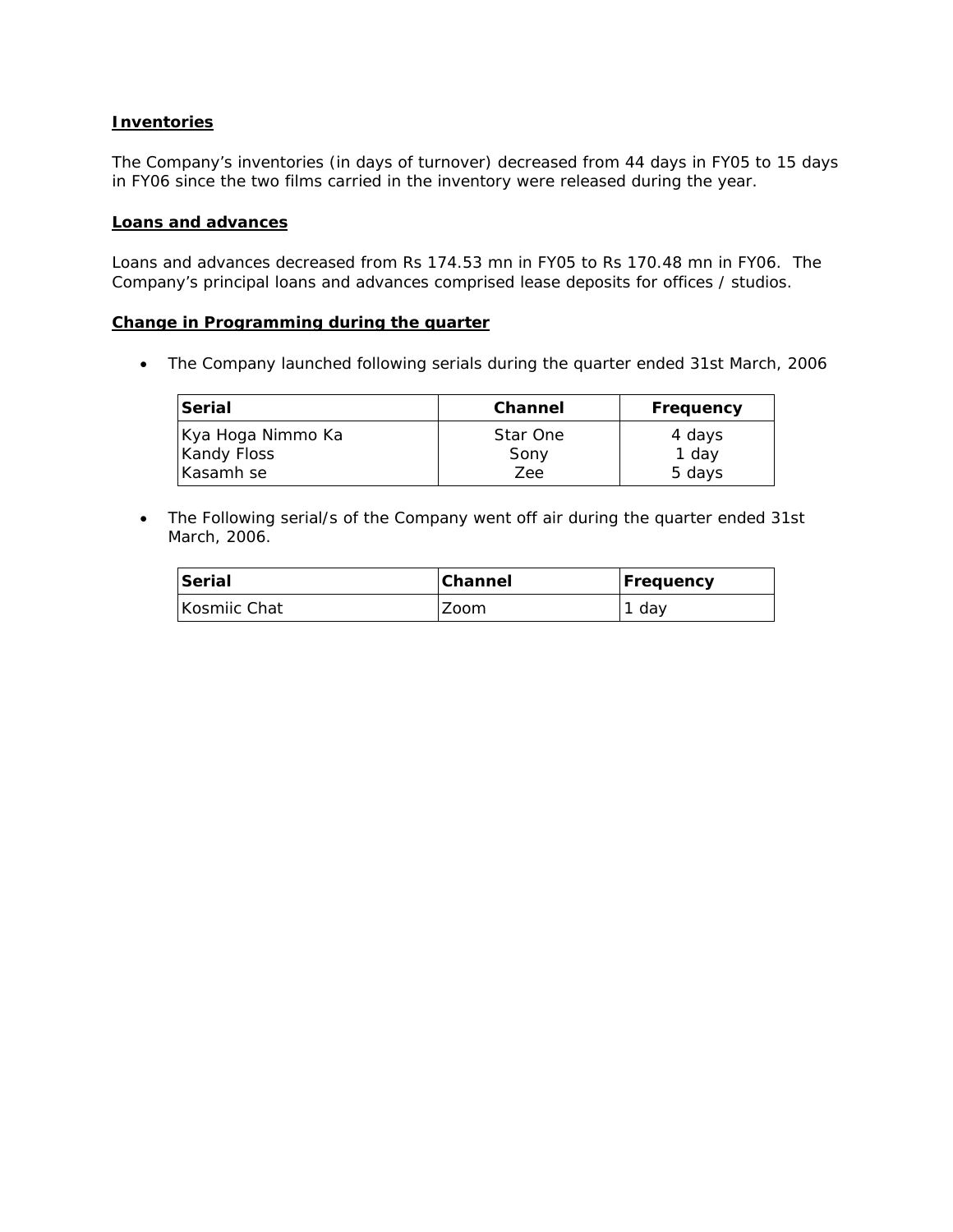**Inventories**

The Company's inventories (in days of turnover) decreased from 44 days in FY05 to 15 days in FY06 since the two films carried in the inventory were released during the year.

**Loans and advances**

Loans and advances decreased from Rs 174.53 mn in FY05 to Rs 170.48 mn in FY06. The Company's principal loans and advances comprised lease deposits for offices / studios.

**Change in Programming during the quarter**

- The Company launched following serials during the quarter ended 31st March, 2006

| Serial | Channel | Frequency |
|---|---|---|
| Kya Hoga Nimmo Ka | Star One | 4 days |
| Kandy Floss | Sony | 1 day |
| Kasamh se | Zee | 5 days |

- The Following serial/s of the Company went off air during the quarter ended 31st March, 2006.

| Serial | Channel | Frequency |
|---|---|---|
| Kosmiic Chat | Zoom | 1 day |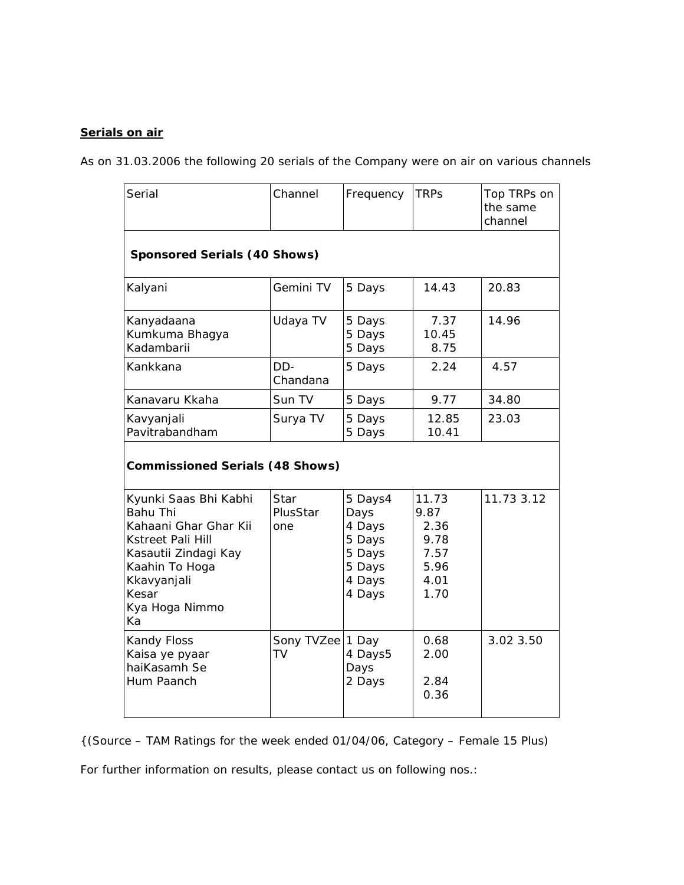**Serials on air**

As on 31.03.2006 the following 20 serials of the Company were on air on various channels

| Serial | Channel | Frequency | TRPs | Top TRPs on the same channel |
|---|---|---|---|---|
| **Sponsored Serials (40 Shows)** | | | | |
| Kalyani | Gemini TV | 5 Days | 14.43 | 20.83 |
| Kanyadaana<br>Kumkuma Bhagya<br>Kadambarii | Udaya TV | 5 Days<br>5 Days<br>5 Days | 7.37<br>10.45<br>8.75 | 14.96 |
| Kankkana | DD-Chandana | 5 Days | 2.24 | 4.57 |
| Kanavaru Kkaha | Sun TV | 5 Days | 9.77 | 34.80 |
| Kavyanjali<br>Pavitrabandham | Surya TV | 5 Days<br>5 Days | 12.85<br>10.41 | 23.03 |
| **Commissioned Serials (48 Shows)** | | | | |
| Kyunki Saas Bhi Kabhi Bahu Thi<br>Kahaani Ghar Ghar Kii<br>Kstreet Pali Hill<br>Kasautii Zindagi Kay<br>Kaahin To Hoga<br>Kkavyanjali<br>Kesar<br>Kya Hoga Nimmo Ka | Star PlusStar one | 5 Days4 Days<br>4 Days<br>5 Days<br>5 Days<br>5 Days<br>4 Days<br>4 Days | 11.73<br>9.87<br>2.36<br>9.78<br>7.57<br>5.96<br>4.01<br>1.70 | 11.73 3.12 |
| Kandy Floss<br>Kaisa ye pyaar haiKasamh Se<br>Hum Paanch | Sony TVZee TV | 1 Day<br>4 Days5 Days<br>2 Days | 0.68<br>2.00<br>2.84<br>0.36 | 3.02 3.50 |

{(Source – TAM Ratings for the week ended 01/04/06, Category – Female 15 Plus)

For further information on results, please contact us on following nos.: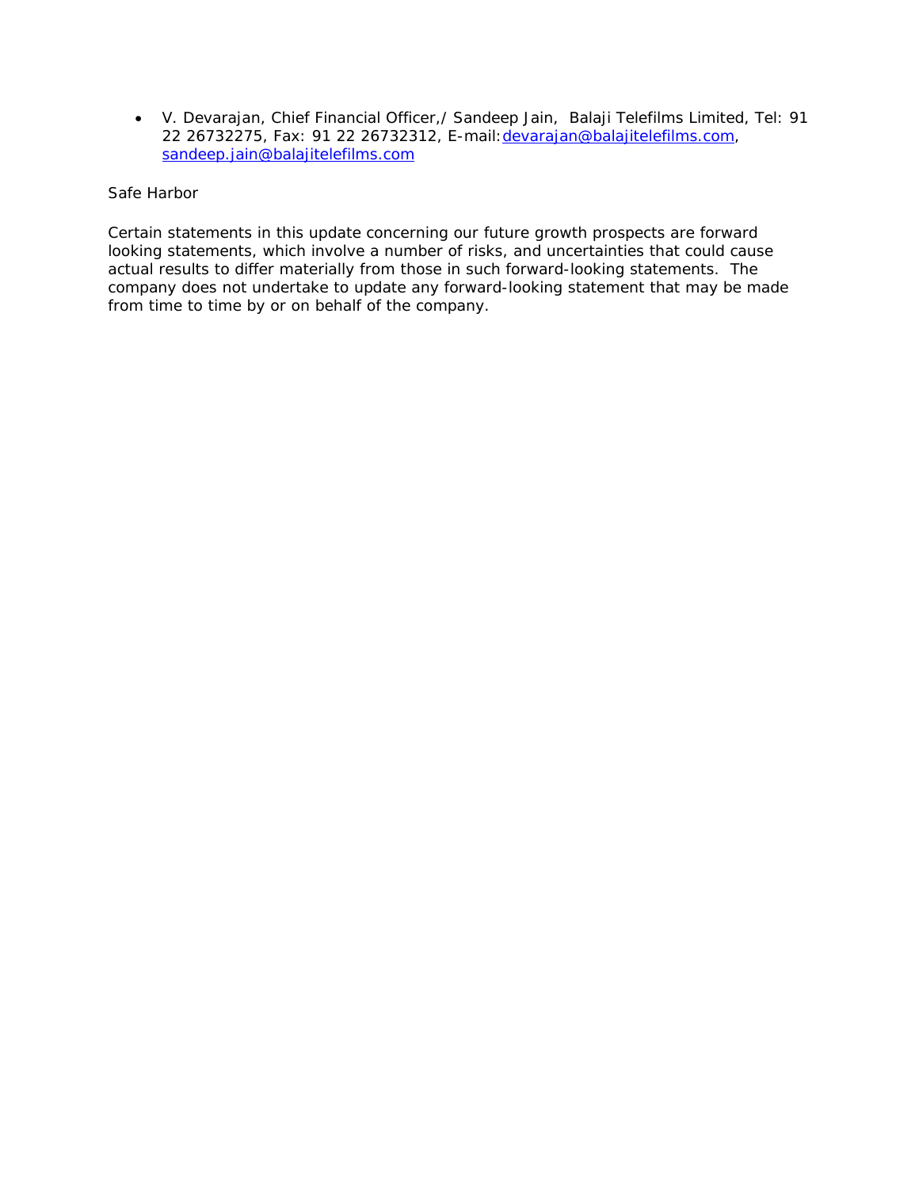- V. Devarajan, Chief Financial Officer,/ Sandeep Jain, Balaji Telefilms Limited, Tel: 91 22 26732275, Fax: 91 22 26732312, E-mail: devarajan@balajitelefilms.com, sandeep.jain@balajitelefilms.com

Safe Harbor

Certain statements in this update concerning our future growth prospects are forward looking statements, which involve a number of risks, and uncertainties that could cause actual results to differ materially from those in such forward-looking statements. The company does not undertake to update any forward-looking statement that may be made from time to time by or on behalf of the company.